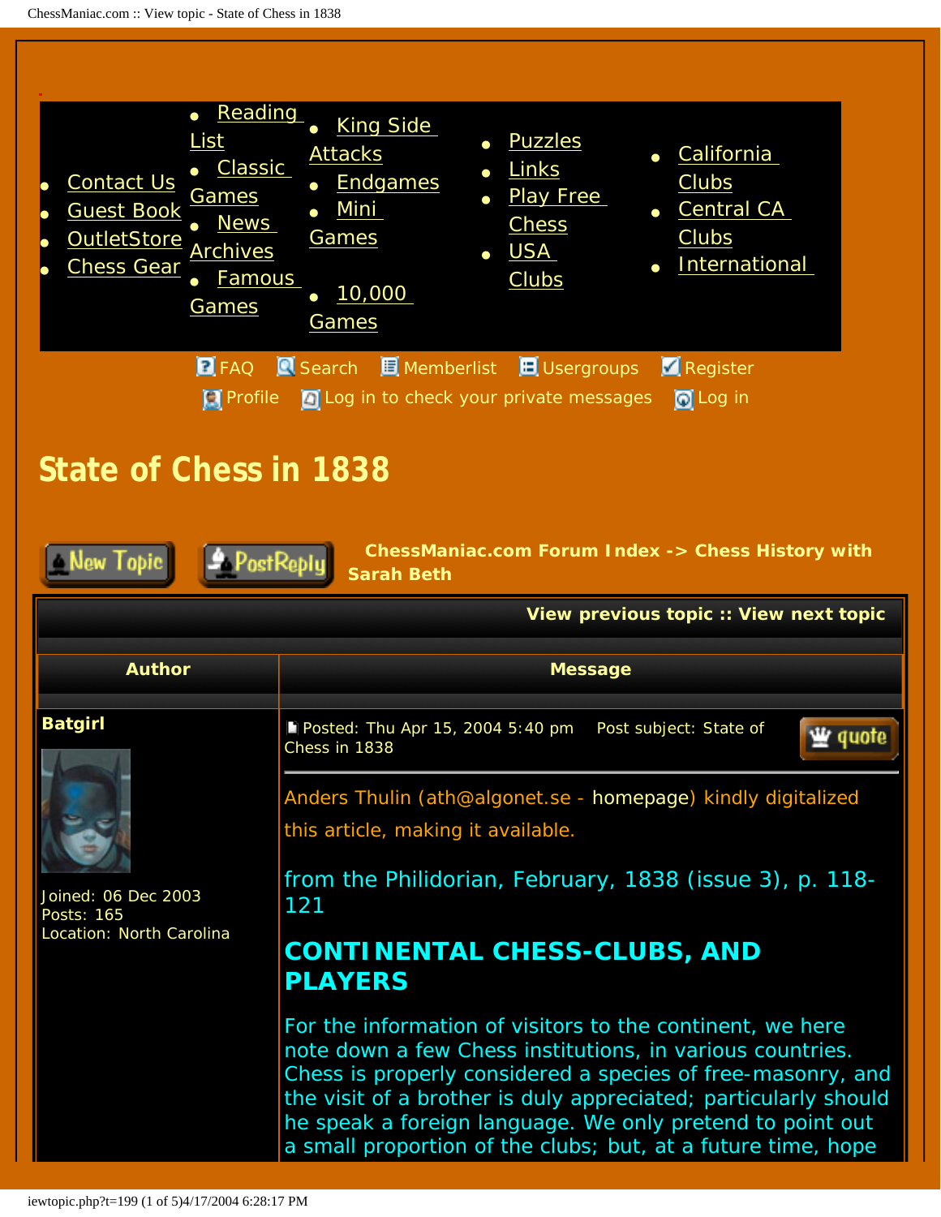- Contact Us
- Guest Book
- OutletStore
- Chess Gear

- Reading List
- Classic Games
- News Archives
- Famous Games

- King Side Attacks
- Endgames
- Mini Games
- 10,000 Games

- Puzzles
- Links
- Play Free Chess
- USA Clubs

- California Clubs
- Central CA Clubs
- International

FAQ Search Memberlist Usergroups Register
Profile Log in to check your private messages Log in

# State of Chess in 1838

New Topic PostReply ChessManiac.com Forum Index -> Chess History with Sarah Beth

View previous topic :: View next topic

| Author | Message |
|---|---|
| **Batgirl**<br><br>Joined: 06 Dec 2003<br>Posts: 165<br>Location: North Carolina | Posted: Thu Apr 15, 2004 5:40 pm Post subject: State of Chess in 1838 |

Anders Thulin (ath@algonet.se - homepage) kindly digitalized this article, making it available.

from the Philidorian, February, 1838 (issue 3), p. 118-121

## CONTINENTAL CHESS-CLUBS, AND PLAYERS

For the information of visitors to the continent, we here note down a few Chess institutions, in various countries. Chess is properly considered a species of free-masonry, and the visit of a brother is duly appreciated; particularly should he speak a foreign language. We only pretend to point out a small proportion of the clubs; but, at a future time, hope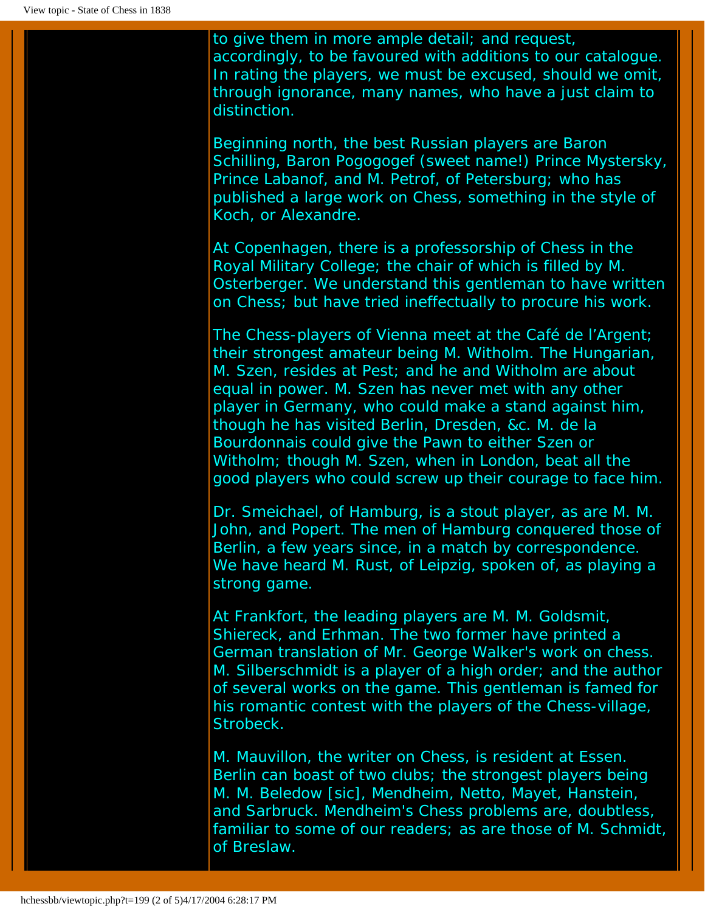to give them in more ample detail; and request, accordingly, to be favoured with additions to our catalogue. In rating the players, we must be excused, should we omit, through ignorance, many names, who have a just claim to distinction.

Beginning north, the best Russian players are Baron Schilling, Baron Pogogogef (sweet name!) Prince Mystersky, Prince Labanof, and M. Petrof, of Petersburg; who has published a large work on Chess, something in the style of Koch, or Alexandre.

At Copenhagen, there is a professorship of Chess in the Royal Military College; the chair of which is filled by M. Osterberger. We understand this gentleman to have written on Chess; but have tried ineffectually to procure his work.

The Chess-players of Vienna meet at the Café de l'Argent; their strongest amateur being M. Witholm. The Hungarian, M. Szen, resides at Pest; and he and Witholm are about equal in power. M. Szen has never met with any other player in Germany, who could make a stand against him, though he has visited Berlin, Dresden, &c. M. de la Bourdonnais could give the Pawn to either Szen or Witholm; though M. Szen, when in London, beat all the good players who could screw up their courage to face him.

Dr. Smeichael, of Hamburg, is a stout player, as are M. M. John, and Popert. The men of Hamburg conquered those of Berlin, a few years since, in a match by correspondence. We have heard M. Rust, of Leipzig, spoken of, as playing a strong game.

At Frankfort, the leading players are M. M. Goldsmit, Shiereck, and Erhman. The two former have printed a German translation of Mr. George Walker's work on chess. M. Silberschmidt is a player of a high order; and the author of several works on the game. This gentleman is famed for his romantic contest with the players of the Chess-village, Strobeck.

M. Mauvillon, the writer on Chess, is resident at Essen. Berlin can boast of two clubs; the strongest players being M. M. Beledow [sic], Mendheim, Netto, Mayet, Hanstein, and Sarbruck. Mendheim's Chess problems are, doubtless, familiar to some of our readers; as are those of M. Schmidt, of Breslaw.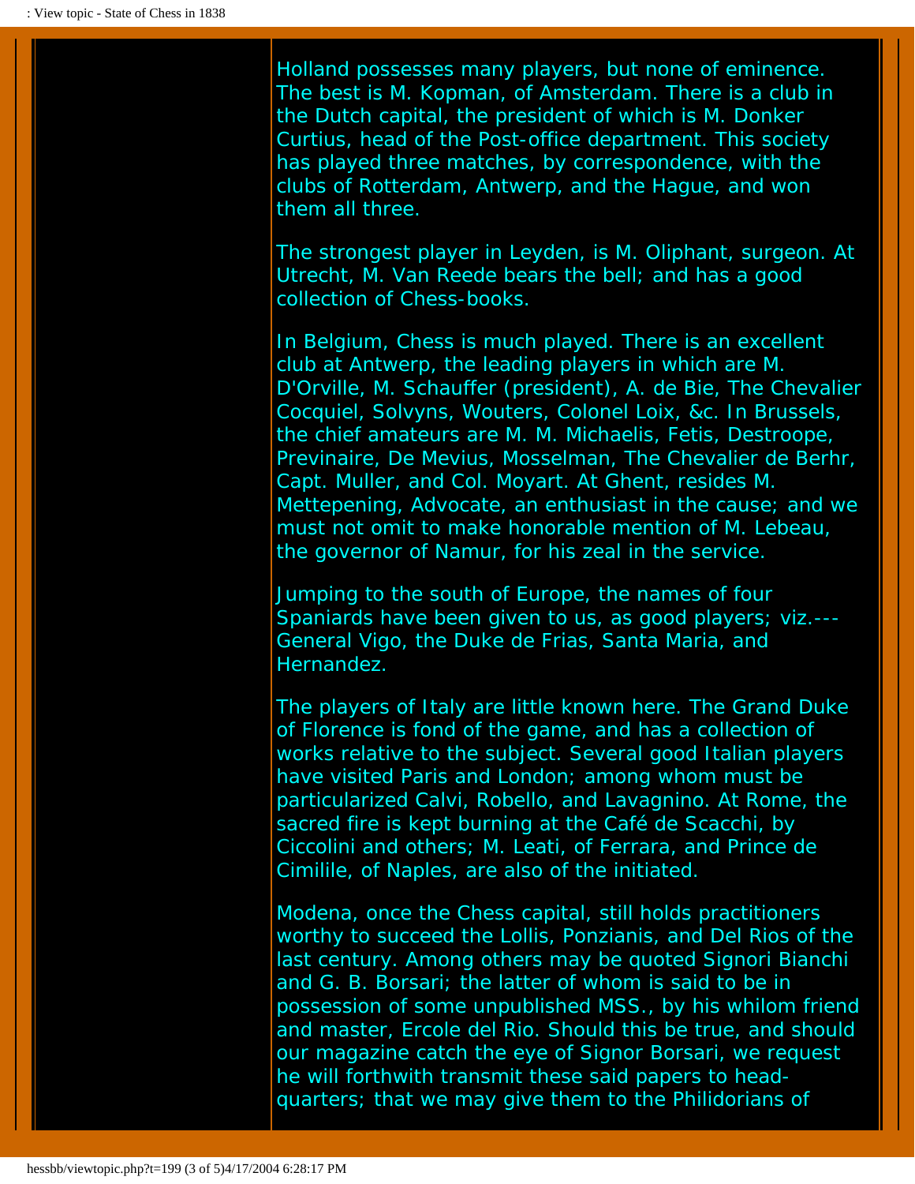Holland possesses many players, but none of eminence. The best is M. Kopman, of Amsterdam. There is a club in the Dutch capital, the president of which is M. Donker Curtius, head of the Post-office department. This society has played three matches, by correspondence, with the clubs of Rotterdam, Antwerp, and the Hague, and won them all three.

The strongest player in Leyden, is M. Oliphant, surgeon. At Utrecht, M. Van Reede bears the bell; and has a good collection of Chess-books.

In Belgium, Chess is much played. There is an excellent club at Antwerp, the leading players in which are M. D'Orville, M. Schauffer (president), A. de Bie, The Chevalier Cocquiel, Solvyns, Wouters, Colonel Loix, &c. In Brussels, the chief amateurs are M. M. Michaelis, Fetis, Destroope, Previnaire, De Mevius, Mosselman, The Chevalier de Berhr, Capt. Muller, and Col. Moyart. At Ghent, resides M. Mettepening, Advocate, an enthusiast in the cause; and we must not omit to make honorable mention of M. Lebeau, the governor of Namur, for his zeal in the service.

Jumping to the south of Europe, the names of four Spaniards have been given to us, as good players; viz.---General Vigo, the Duke de Frias, Santa Maria, and Hernandez.

The players of Italy are little known here. The Grand Duke of Florence is fond of the game, and has a collection of works relative to the subject. Several good Italian players have visited Paris and London; among whom must be particularized Calvi, Robello, and Lavagnino. At Rome, the sacred fire is kept burning at the Café de Scacchi, by Ciccolini and others; M. Leati, of Ferrara, and Prince de Cimilile, of Naples, are also of the initiated.

Modena, once the Chess capital, still holds practitioners worthy to succeed the Lollis, Ponzianis, and Del Rios of the last century. Among others may be quoted Signori Bianchi and G. B. Borsari; the latter of whom is said to be in possession of some unpublished MSS., by his whilom friend and master, Ercole del Rio. Should this be true, and should our magazine catch the eye of Signor Borsari, we request he will forthwith transmit these said papers to head-quarters; that we may give them to the Philidorians of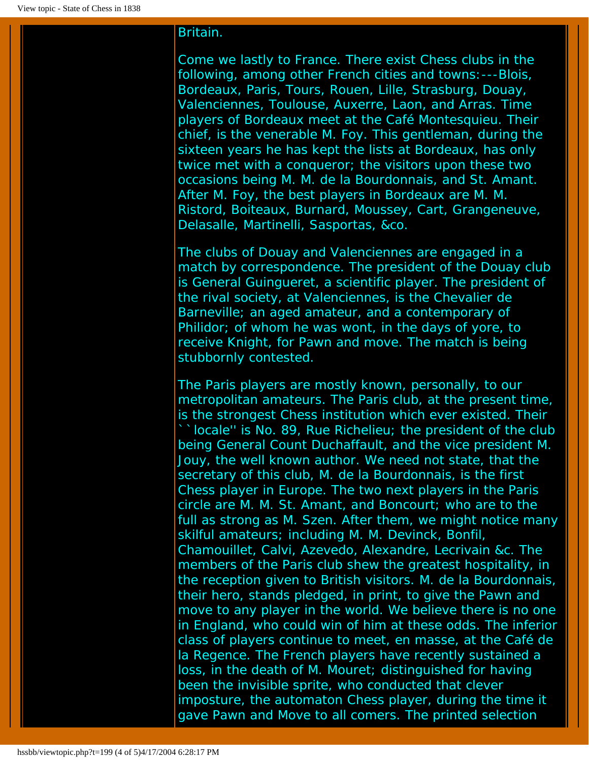Britain.

Come we lastly to France. There exist Chess clubs in the following, among other French cities and towns:---Blois, Bordeaux, Paris, Tours, Rouen, Lille, Strasburg, Douay, Valenciennes, Toulouse, Auxerre, Laon, and Arras. Time players of Bordeaux meet at the Café Montesquieu. Their chief, is the venerable M. Foy. This gentleman, during the sixteen years he has kept the lists at Bordeaux, has only twice met with a conqueror; the visitors upon these two occasions being M. M. de la Bourdonnais, and St. Amant. After M. Foy, the best players in Bordeaux are M. M. Ristord, Boiteaux, Burnard, Moussey, Cart, Grangeneuve, Delasalle, Martinelli, Sasportas, &co.

The clubs of Douay and Valenciennes are engaged in a match by correspondence. The president of the Douay club is General Guingueret, a scientific player. The president of the rival society, at Valenciennes, is the Chevalier de Barneville; an aged amateur, and a contemporary of Philidor; of whom he was wont, in the days of yore, to receive Knight, for Pawn and move. The match is being stubbornly contested.

The Paris players are mostly known, personally, to our metropolitan amateurs. The Paris club, at the present time, is the strongest Chess institution which ever existed. Their ``locale'' is No. 89, Rue Richelieu; the president of the club being General Count Duchaffault, and the vice president M. Jouy, the well known author. We need not state, that the secretary of this club, M. de la Bourdonnais, is the first Chess player in Europe. The two next players in the Paris circle are M. M. St. Amant, and Boncourt; who are to the full as strong as M. Szen. After them, we might notice many skilful amateurs; including M. M. Devinck, Bonfil, Chamouillet, Calvi, Azevedo, Alexandre, Lecrivain &c. The members of the Paris club shew the greatest hospitality, in the reception given to British visitors. M. de la Bourdonnais, their hero, stands pledged, in print, to give the Pawn and move to any player in the world. We believe there is no one in England, who could win of him at these odds. The inferior class of players continue to meet, en masse, at the Café de la Regence. The French players have recently sustained a loss, in the death of M. Mouret; distinguished for having been the invisible sprite, who conducted that clever imposture, the automaton Chess player, during the time it gave Pawn and Move to all comers. The printed selection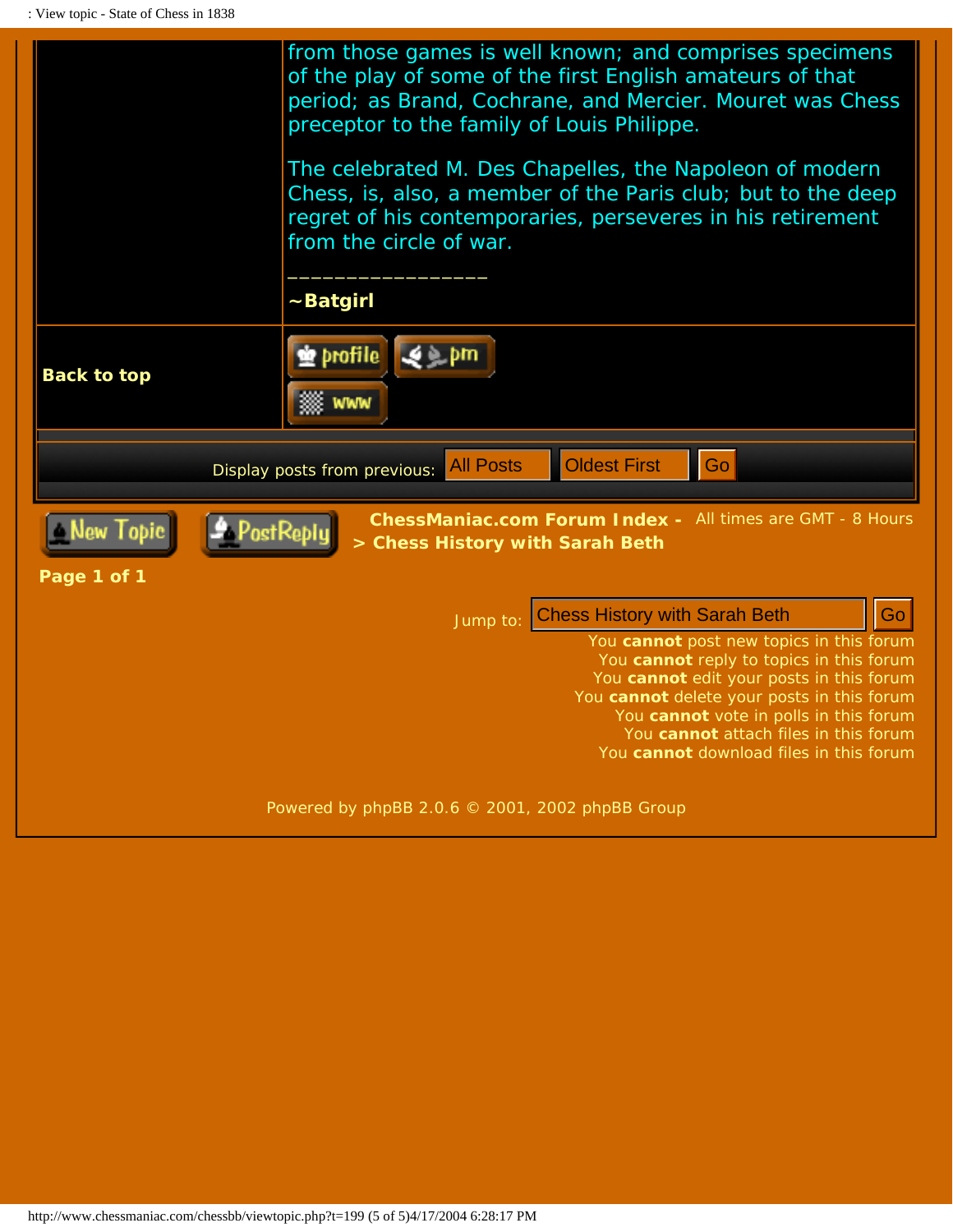from those games is well known; and comprises specimens of the play of some of the first English amateurs of that period; as Brand, Cochrane, and Mercier. Mouret was Chess preceptor to the family of Louis Philippe.

The celebrated M. Des Chapelles, the Napoleon of modern Chess, is, also, a member of the Paris club; but to the deep regret of his contemporaries, perseveres in his retirement from the circle of war.

_________________

**~Batgirl**

**Back to top**

Display posts from previous: All Posts Oldest First Go

**ChessManiac.com Forum Index** - **> Chess History with Sarah Beth**

All times are GMT - 8 Hours

**Page 1 of 1**

Jump to: Chess History with Sarah Beth Go

You **cannot** post new topics in this forum
You **cannot** reply to topics in this forum
You **cannot** edit your posts in this forum
You **cannot** delete your posts in this forum
You **cannot** vote in polls in this forum
You **cannot** attach files in this forum
You **cannot** download files in this forum

Powered by phpBB 2.0.6 © 2001, 2002 phpBB Group